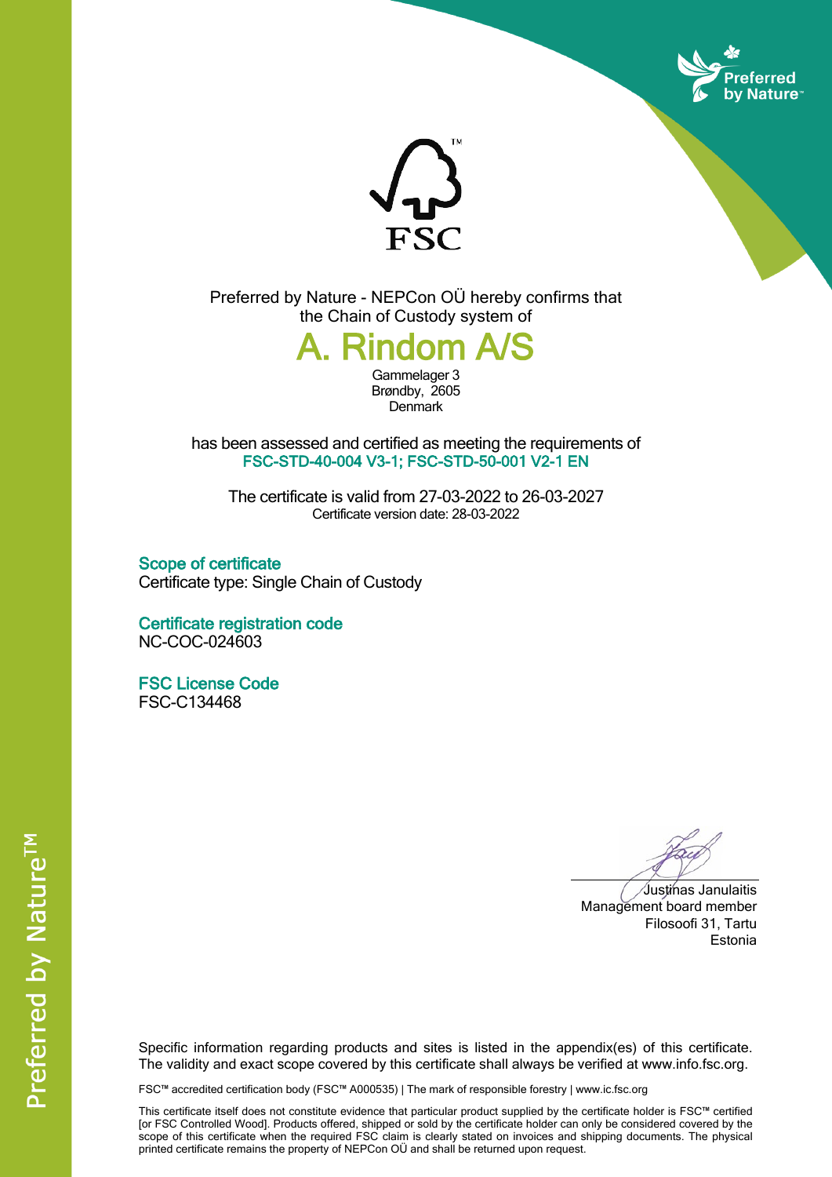Preferred by Nature - NEPCon OÜ hereby confirms that the Chain of Custody system of

# A. Rindom A/S

Gammelager 3
Brøndby, 2605
Denmark

has been assessed and certified as meeting the requirements of
**FSC-STD-40-004 V3-1; FSC-STD-50-001 V2-1 EN**

The certificate is valid from 27-03-2022 to 26-03-2027
Certificate version date: 28-03-2022

## Scope of certificate

Certificate type: Single Chain of Custody

## Certificate registration code

NC-COC-024603

## FSC License Code

FSC-C134468

Justinas Janulaitis
Management board member
Filosoofi 31, Tartu
Estonia

Specific information regarding products and sites is listed in the appendix(es) of this certificate. The validity and exact scope covered by this certificate shall always be verified at www.info.fsc.org.

FSC™ accredited certification body (FSC™ A000535) | The mark of responsible forestry | www.ic.fsc.org

This certificate itself does not constitute evidence that particular product supplied by the certificate holder is FSC™ certified [or FSC Controlled Wood]. Products offered, shipped or sold by the certificate holder can only be considered covered by the scope of this certificate when the required FSC claim is clearly stated on invoices and shipping documents. The physical printed certificate remains the property of NEPCon OÜ and shall be returned upon request.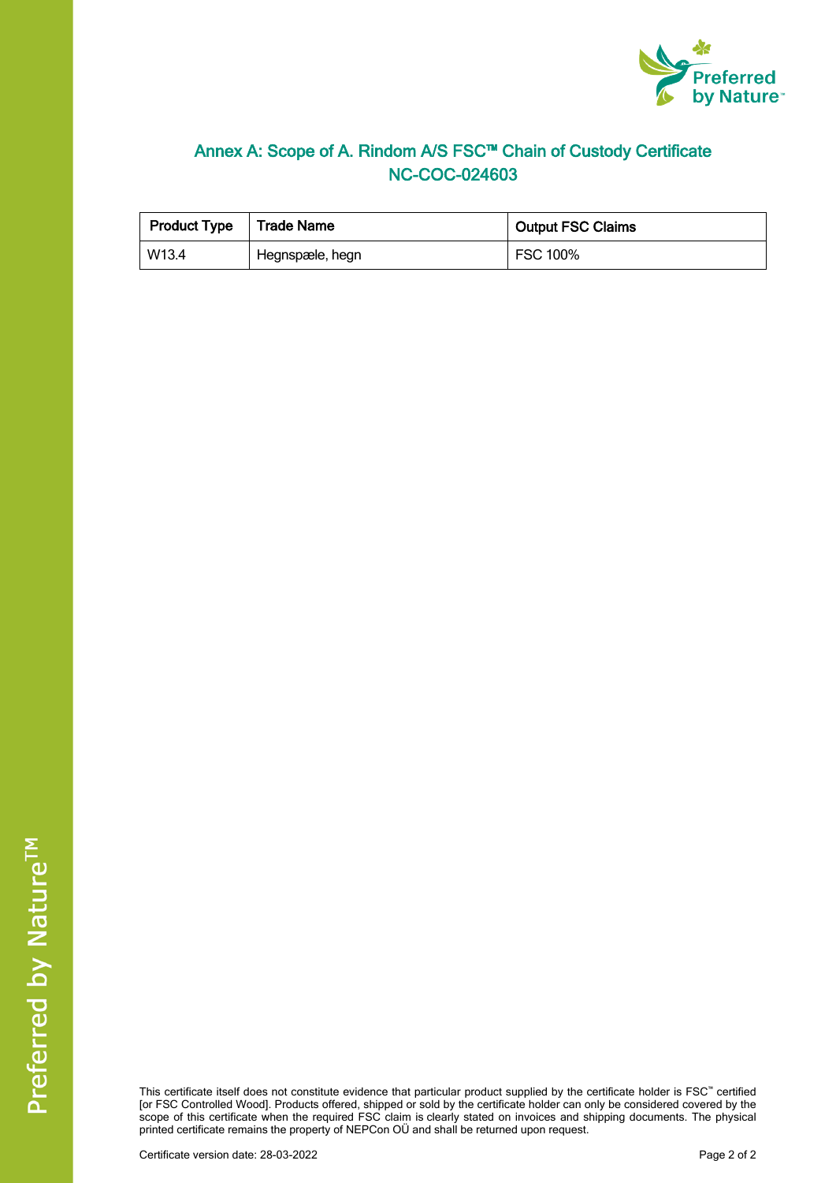## Annex A: Scope of A. Rindom A/S FSC™ Chain of Custody Certificate NC-COC-024603

| Product Type | Trade Name | Output FSC Claims |
|---|---|---|
| W13.4 | Hegnspæle, hegn | FSC 100% |

This certificate itself does not constitute evidence that particular product supplied by the certificate holder is FSC™ certified [or FSC Controlled Wood]. Products offered, shipped or sold by the certificate holder can only be considered covered by the scope of this certificate when the required FSC claim is clearly stated on invoices and shipping documents. The physical printed certificate remains the property of NEPCon OÜ and shall be returned upon request.

Certificate version date: 28-03-2022